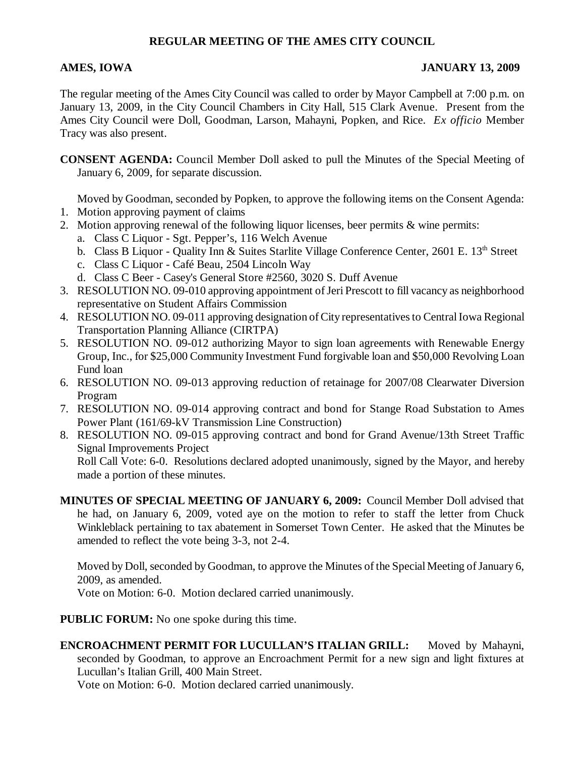# REGULAR MEETING OF THE AMES CITY COUNCIL

**AMES, IOWA** **JANUARY 13, 2009**

The regular meeting of the Ames City Council was called to order by Mayor Campbell at 7:00 p.m. on January 13, 2009, in the City Council Chambers in City Hall, 515 Clark Avenue. Present from the Ames City Council were Doll, Goodman, Larson, Mahayni, Popken, and Rice. *Ex officio* Member Tracy was also present.

**CONSENT AGENDA:** Council Member Doll asked to pull the Minutes of the Special Meeting of January 6, 2009, for separate discussion.

Moved by Goodman, seconded by Popken, to approve the following items on the Consent Agenda:

1. Motion approving payment of claims
2. Motion approving renewal of the following liquor licenses, beer permits & wine permits:
   a. Class C Liquor - Sgt. Pepper's, 116 Welch Avenue
   b. Class B Liquor - Quality Inn & Suites Starlite Village Conference Center, 2601 E. 13th Street
   c. Class C Liquor - Café Beau, 2504 Lincoln Way
   d. Class C Beer - Casey's General Store #2560, 3020 S. Duff Avenue
3. RESOLUTION NO. 09-010 approving appointment of Jeri Prescott to fill vacancy as neighborhood representative on Student Affairs Commission
4. RESOLUTION NO. 09-011 approving designation of City representatives to Central Iowa Regional Transportation Planning Alliance (CIRTPA)
5. RESOLUTION NO. 09-012 authorizing Mayor to sign loan agreements with Renewable Energy Group, Inc., for $25,000 Community Investment Fund forgivable loan and $50,000 Revolving Loan Fund loan
6. RESOLUTION NO. 09-013 approving reduction of retainage for 2007/08 Clearwater Diversion Program
7. RESOLUTION NO. 09-014 approving contract and bond for Stange Road Substation to Ames Power Plant (161/69-kV Transmission Line Construction)
8. RESOLUTION NO. 09-015 approving contract and bond for Grand Avenue/13th Street Traffic Signal Improvements Project

Roll Call Vote: 6-0. Resolutions declared adopted unanimously, signed by the Mayor, and hereby made a portion of these minutes.

**MINUTES OF SPECIAL MEETING OF JANUARY 6, 2009:** Council Member Doll advised that he had, on January 6, 2009, voted aye on the motion to refer to staff the letter from Chuck Winkleblack pertaining to tax abatement in Somerset Town Center. He asked that the Minutes be amended to reflect the vote being 3-3, not 2-4.

Moved by Doll, seconded by Goodman, to approve the Minutes of the Special Meeting of January 6, 2009, as amended.

Vote on Motion: 6-0. Motion declared carried unanimously.

**PUBLIC FORUM:** No one spoke during this time.

**ENCROACHMENT PERMIT FOR LUCULLAN'S ITALIAN GRILL:** Moved by Mahayni, seconded by Goodman, to approve an Encroachment Permit for a new sign and light fixtures at Lucullan's Italian Grill, 400 Main Street.

Vote on Motion: 6-0. Motion declared carried unanimously.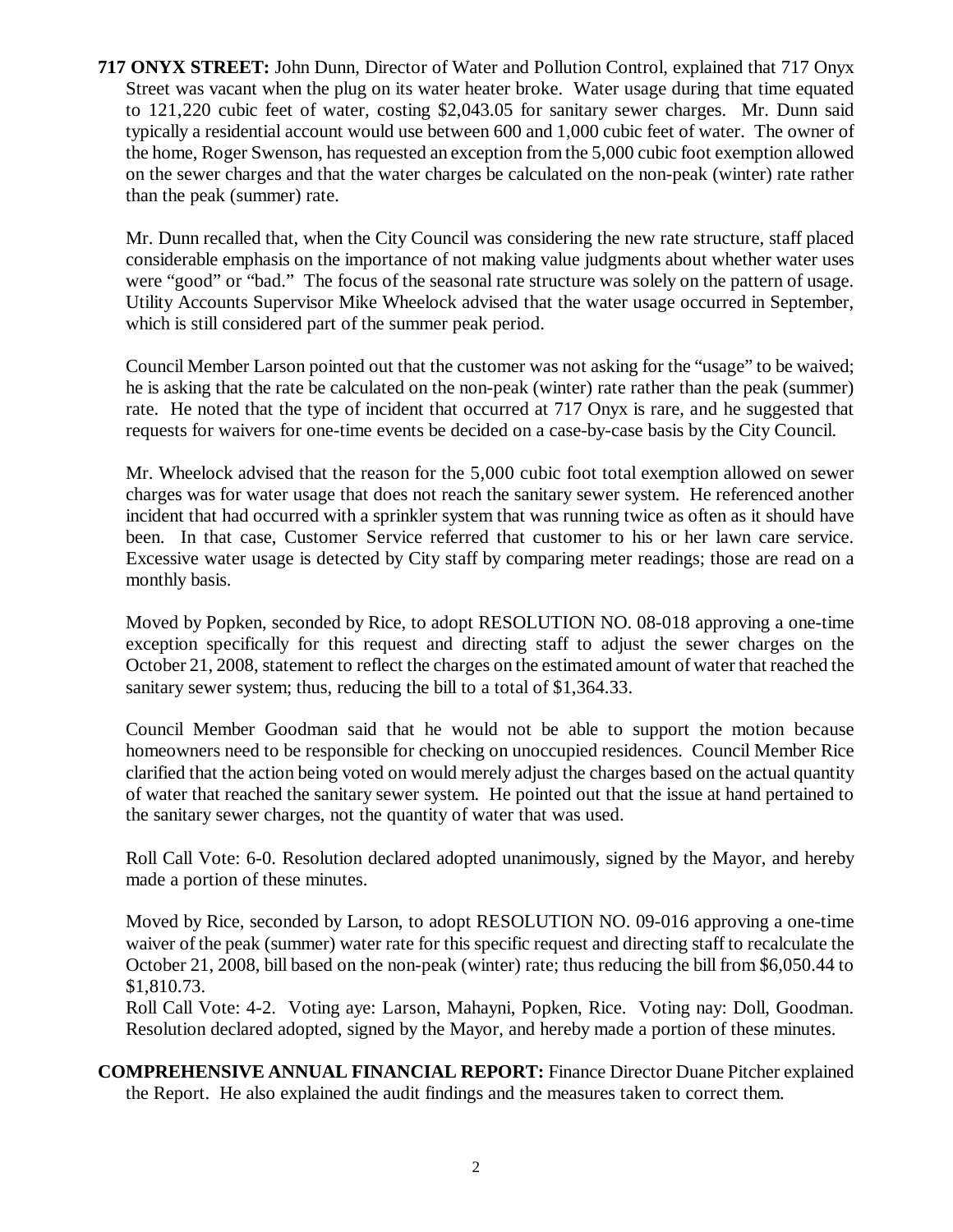**717 ONYX STREET:** John Dunn, Director of Water and Pollution Control, explained that 717 Onyx Street was vacant when the plug on its water heater broke. Water usage during that time equated to 121,220 cubic feet of water, costing $2,043.05 for sanitary sewer charges. Mr. Dunn said typically a residential account would use between 600 and 1,000 cubic feet of water. The owner of the home, Roger Swenson, has requested an exception from the 5,000 cubic foot exemption allowed on the sewer charges and that the water charges be calculated on the non-peak (winter) rate rather than the peak (summer) rate.

Mr. Dunn recalled that, when the City Council was considering the new rate structure, staff placed considerable emphasis on the importance of not making value judgments about whether water uses were "good" or "bad." The focus of the seasonal rate structure was solely on the pattern of usage. Utility Accounts Supervisor Mike Wheelock advised that the water usage occurred in September, which is still considered part of the summer peak period.

Council Member Larson pointed out that the customer was not asking for the "usage" to be waived; he is asking that the rate be calculated on the non-peak (winter) rate rather than the peak (summer) rate. He noted that the type of incident that occurred at 717 Onyx is rare, and he suggested that requests for waivers for one-time events be decided on a case-by-case basis by the City Council.

Mr. Wheelock advised that the reason for the 5,000 cubic foot total exemption allowed on sewer charges was for water usage that does not reach the sanitary sewer system. He referenced another incident that had occurred with a sprinkler system that was running twice as often as it should have been. In that case, Customer Service referred that customer to his or her lawn care service. Excessive water usage is detected by City staff by comparing meter readings; those are read on a monthly basis.

Moved by Popken, seconded by Rice, to adopt RESOLUTION NO. 08-018 approving a one-time exception specifically for this request and directing staff to adjust the sewer charges on the October 21, 2008, statement to reflect the charges on the estimated amount of water that reached the sanitary sewer system; thus, reducing the bill to a total of $1,364.33.

Council Member Goodman said that he would not be able to support the motion because homeowners need to be responsible for checking on unoccupied residences. Council Member Rice clarified that the action being voted on would merely adjust the charges based on the actual quantity of water that reached the sanitary sewer system. He pointed out that the issue at hand pertained to the sanitary sewer charges, not the quantity of water that was used.

Roll Call Vote: 6-0. Resolution declared adopted unanimously, signed by the Mayor, and hereby made a portion of these minutes.

Moved by Rice, seconded by Larson, to adopt RESOLUTION NO. 09-016 approving a one-time waiver of the peak (summer) water rate for this specific request and directing staff to recalculate the October 21, 2008, bill based on the non-peak (winter) rate; thus reducing the bill from $6,050.44 to $1,810.73.

Roll Call Vote: 4-2. Voting aye: Larson, Mahayni, Popken, Rice. Voting nay: Doll, Goodman. Resolution declared adopted, signed by the Mayor, and hereby made a portion of these minutes.

**COMPREHENSIVE ANNUAL FINANCIAL REPORT:** Finance Director Duane Pitcher explained the Report. He also explained the audit findings and the measures taken to correct them.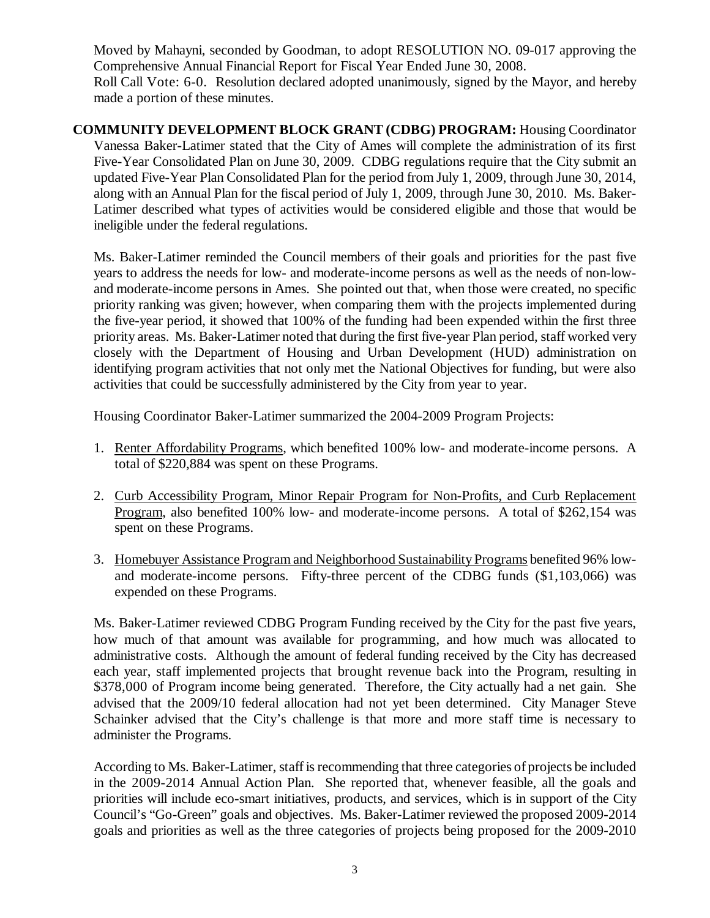Moved by Mahayni, seconded by Goodman, to adopt RESOLUTION NO. 09-017 approving the Comprehensive Annual Financial Report for Fiscal Year Ended June 30, 2008.
Roll Call Vote: 6-0. Resolution declared adopted unanimously, signed by the Mayor, and hereby made a portion of these minutes.

**COMMUNITY DEVELOPMENT BLOCK GRANT (CDBG) PROGRAM:** Housing Coordinator Vanessa Baker-Latimer stated that the City of Ames will complete the administration of its first Five-Year Consolidated Plan on June 30, 2009. CDBG regulations require that the City submit an updated Five-Year Plan Consolidated Plan for the period from July 1, 2009, through June 30, 2014, along with an Annual Plan for the fiscal period of July 1, 2009, through June 30, 2010. Ms. Baker-Latimer described what types of activities would be considered eligible and those that would be ineligible under the federal regulations.

Ms. Baker-Latimer reminded the Council members of their goals and priorities for the past five years to address the needs for low- and moderate-income persons as well as the needs of non-low- and moderate-income persons in Ames. She pointed out that, when those were created, no specific priority ranking was given; however, when comparing them with the projects implemented during the five-year period, it showed that 100% of the funding had been expended within the first three priority areas. Ms. Baker-Latimer noted that during the first five-year Plan period, staff worked very closely with the Department of Housing and Urban Development (HUD) administration on identifying program activities that not only met the National Objectives for funding, but were also activities that could be successfully administered by the City from year to year.

Housing Coordinator Baker-Latimer summarized the 2004-2009 Program Projects:

1. Renter Affordability Programs, which benefited 100% low- and moderate-income persons. A total of $220,884 was spent on these Programs.

2. Curb Accessibility Program, Minor Repair Program for Non-Profits, and Curb Replacement Program, also benefited 100% low- and moderate-income persons. A total of $262,154 was spent on these Programs.

3. Homebuyer Assistance Program and Neighborhood Sustainability Programs benefited 96% low- and moderate-income persons. Fifty-three percent of the CDBG funds ($1,103,066) was expended on these Programs.

Ms. Baker-Latimer reviewed CDBG Program Funding received by the City for the past five years, how much of that amount was available for programming, and how much was allocated to administrative costs. Although the amount of federal funding received by the City has decreased each year, staff implemented projects that brought revenue back into the Program, resulting in $378,000 of Program income being generated. Therefore, the City actually had a net gain. She advised that the 2009/10 federal allocation had not yet been determined. City Manager Steve Schainker advised that the City's challenge is that more and more staff time is necessary to administer the Programs.

According to Ms. Baker-Latimer, staff is recommending that three categories of projects be included in the 2009-2014 Annual Action Plan. She reported that, whenever feasible, all the goals and priorities will include eco-smart initiatives, products, and services, which is in support of the City Council's "Go-Green" goals and objectives. Ms. Baker-Latimer reviewed the proposed 2009-2014 goals and priorities as well as the three categories of projects being proposed for the 2009-2010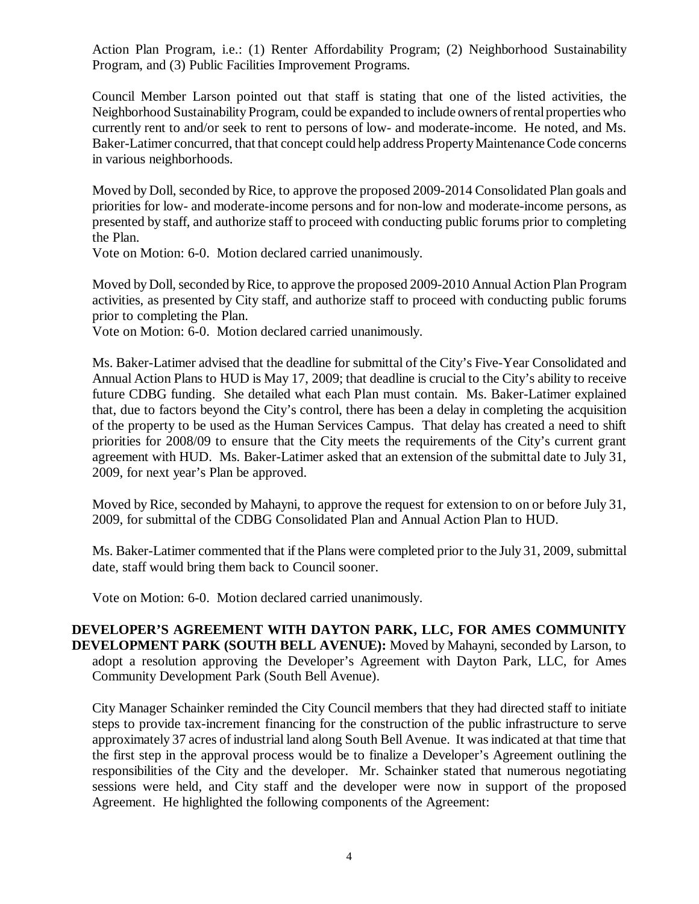Action Plan Program, i.e.: (1) Renter Affordability Program; (2) Neighborhood Sustainability Program, and (3) Public Facilities Improvement Programs.

Council Member Larson pointed out that staff is stating that one of the listed activities, the Neighborhood Sustainability Program, could be expanded to include owners of rental properties who currently rent to and/or seek to rent to persons of low- and moderate-income. He noted, and Ms. Baker-Latimer concurred, that that concept could help address Property Maintenance Code concerns in various neighborhoods.

Moved by Doll, seconded by Rice, to approve the proposed 2009-2014 Consolidated Plan goals and priorities for low- and moderate-income persons and for non-low and moderate-income persons, as presented by staff, and authorize staff to proceed with conducting public forums prior to completing the Plan.
Vote on Motion: 6-0. Motion declared carried unanimously.

Moved by Doll, seconded by Rice, to approve the proposed 2009-2010 Annual Action Plan Program activities, as presented by City staff, and authorize staff to proceed with conducting public forums prior to completing the Plan.
Vote on Motion: 6-0. Motion declared carried unanimously.

Ms. Baker-Latimer advised that the deadline for submittal of the City's Five-Year Consolidated and Annual Action Plans to HUD is May 17, 2009; that deadline is crucial to the City's ability to receive future CDBG funding. She detailed what each Plan must contain. Ms. Baker-Latimer explained that, due to factors beyond the City's control, there has been a delay in completing the acquisition of the property to be used as the Human Services Campus. That delay has created a need to shift priorities for 2008/09 to ensure that the City meets the requirements of the City's current grant agreement with HUD. Ms. Baker-Latimer asked that an extension of the submittal date to July 31, 2009, for next year's Plan be approved.

Moved by Rice, seconded by Mahayni, to approve the request for extension to on or before July 31, 2009, for submittal of the CDBG Consolidated Plan and Annual Action Plan to HUD.

Ms. Baker-Latimer commented that if the Plans were completed prior to the July 31, 2009, submittal date, staff would bring them back to Council sooner.

Vote on Motion: 6-0. Motion declared carried unanimously.

**DEVELOPER'S AGREEMENT WITH DAYTON PARK, LLC, FOR AMES COMMUNITY DEVELOPMENT PARK (SOUTH BELL AVENUE):** Moved by Mahayni, seconded by Larson, to adopt a resolution approving the Developer's Agreement with Dayton Park, LLC, for Ames Community Development Park (South Bell Avenue).

City Manager Schainker reminded the City Council members that they had directed staff to initiate steps to provide tax-increment financing for the construction of the public infrastructure to serve approximately 37 acres of industrial land along South Bell Avenue. It was indicated at that time that the first step in the approval process would be to finalize a Developer's Agreement outlining the responsibilities of the City and the developer. Mr. Schainker stated that numerous negotiating sessions were held, and City staff and the developer were now in support of the proposed Agreement. He highlighted the following components of the Agreement: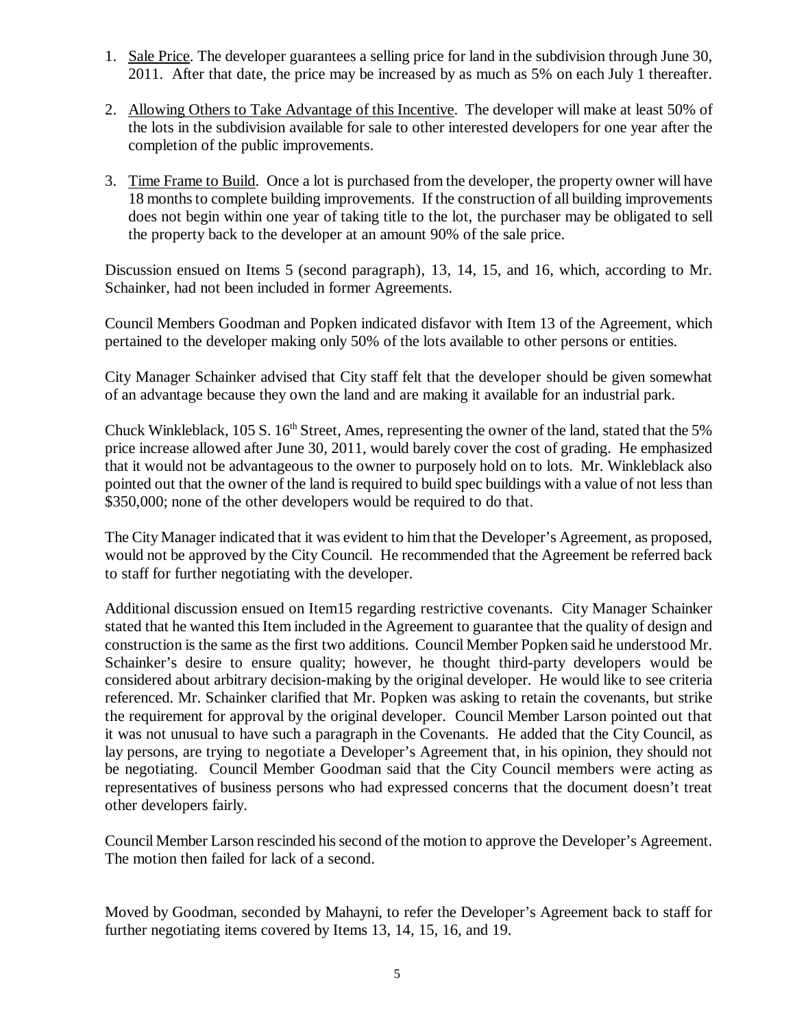1. Sale Price. The developer guarantees a selling price for land in the subdivision through June 30, 2011. After that date, the price may be increased by as much as 5% on each July 1 thereafter.

2. Allowing Others to Take Advantage of this Incentive. The developer will make at least 50% of the lots in the subdivision available for sale to other interested developers for one year after the completion of the public improvements.

3. Time Frame to Build. Once a lot is purchased from the developer, the property owner will have 18 months to complete building improvements. If the construction of all building improvements does not begin within one year of taking title to the lot, the purchaser may be obligated to sell the property back to the developer at an amount 90% of the sale price.

Discussion ensued on Items 5 (second paragraph), 13, 14, 15, and 16, which, according to Mr. Schainker, had not been included in former Agreements.

Council Members Goodman and Popken indicated disfavor with Item 13 of the Agreement, which pertained to the developer making only 50% of the lots available to other persons or entities.

City Manager Schainker advised that City staff felt that the developer should be given somewhat of an advantage because they own the land and are making it available for an industrial park.

Chuck Winkleblack, 105 S. 16th Street, Ames, representing the owner of the land, stated that the 5% price increase allowed after June 30, 2011, would barely cover the cost of grading. He emphasized that it would not be advantageous to the owner to purposely hold on to lots. Mr. Winkleblack also pointed out that the owner of the land is required to build spec buildings with a value of not less than $350,000; none of the other developers would be required to do that.

The City Manager indicated that it was evident to him that the Developer's Agreement, as proposed, would not be approved by the City Council. He recommended that the Agreement be referred back to staff for further negotiating with the developer.

Additional discussion ensued on Item15 regarding restrictive covenants. City Manager Schainker stated that he wanted this Item included in the Agreement to guarantee that the quality of design and construction is the same as the first two additions. Council Member Popken said he understood Mr. Schainker's desire to ensure quality; however, he thought third-party developers would be considered about arbitrary decision-making by the original developer. He would like to see criteria referenced. Mr. Schainker clarified that Mr. Popken was asking to retain the covenants, but strike the requirement for approval by the original developer. Council Member Larson pointed out that it was not unusual to have such a paragraph in the Covenants. He added that the City Council, as lay persons, are trying to negotiate a Developer's Agreement that, in his opinion, they should not be negotiating. Council Member Goodman said that the City Council members were acting as representatives of business persons who had expressed concerns that the document doesn't treat other developers fairly.

Council Member Larson rescinded his second of the motion to approve the Developer's Agreement. The motion then failed for lack of a second.

Moved by Goodman, seconded by Mahayni, to refer the Developer's Agreement back to staff for further negotiating items covered by Items 13, 14, 15, 16, and 19.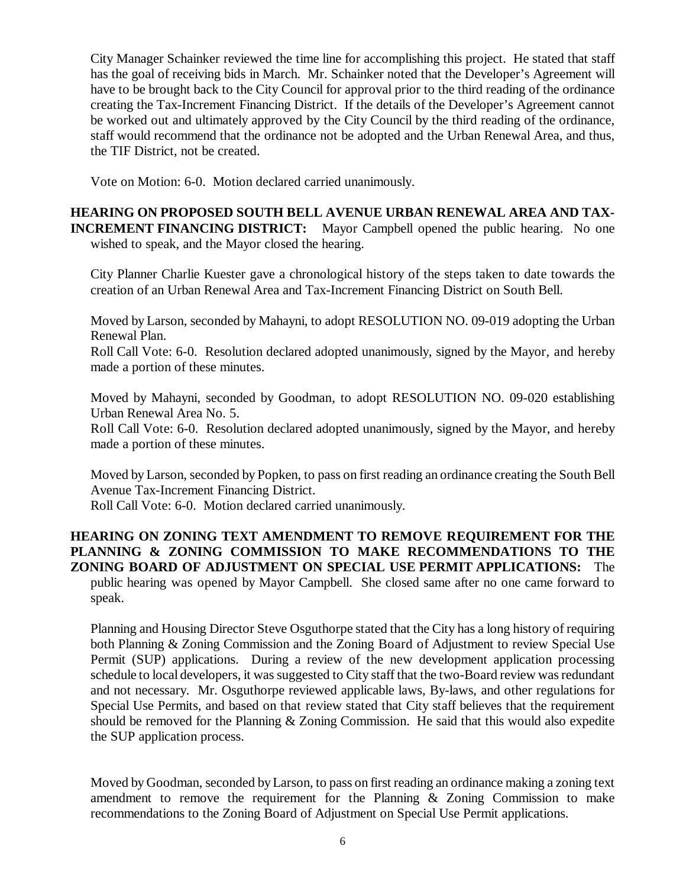City Manager Schainker reviewed the time line for accomplishing this project. He stated that staff has the goal of receiving bids in March. Mr. Schainker noted that the Developer's Agreement will have to be brought back to the City Council for approval prior to the third reading of the ordinance creating the Tax-Increment Financing District. If the details of the Developer's Agreement cannot be worked out and ultimately approved by the City Council by the third reading of the ordinance, staff would recommend that the ordinance not be adopted and the Urban Renewal Area, and thus, the TIF District, not be created.

Vote on Motion: 6-0. Motion declared carried unanimously.

**HEARING ON PROPOSED SOUTH BELL AVENUE URBAN RENEWAL AREA AND TAX-INCREMENT FINANCING DISTRICT:** Mayor Campbell opened the public hearing. No one wished to speak, and the Mayor closed the hearing.

City Planner Charlie Kuester gave a chronological history of the steps taken to date towards the creation of an Urban Renewal Area and Tax-Increment Financing District on South Bell.

Moved by Larson, seconded by Mahayni, to adopt RESOLUTION NO. 09-019 adopting the Urban Renewal Plan.
Roll Call Vote: 6-0. Resolution declared adopted unanimously, signed by the Mayor, and hereby made a portion of these minutes.

Moved by Mahayni, seconded by Goodman, to adopt RESOLUTION NO. 09-020 establishing Urban Renewal Area No. 5.
Roll Call Vote: 6-0. Resolution declared adopted unanimously, signed by the Mayor, and hereby made a portion of these minutes.

Moved by Larson, seconded by Popken, to pass on first reading an ordinance creating the South Bell Avenue Tax-Increment Financing District.
Roll Call Vote: 6-0. Motion declared carried unanimously.

**HEARING ON ZONING TEXT AMENDMENT TO REMOVE REQUIREMENT FOR THE PLANNING & ZONING COMMISSION TO MAKE RECOMMENDATIONS TO THE ZONING BOARD OF ADJUSTMENT ON SPECIAL USE PERMIT APPLICATIONS:** The public hearing was opened by Mayor Campbell. She closed same after no one came forward to speak.

Planning and Housing Director Steve Osguthorpe stated that the City has a long history of requiring both Planning & Zoning Commission and the Zoning Board of Adjustment to review Special Use Permit (SUP) applications. During a review of the new development application processing schedule to local developers, it was suggested to City staff that the two-Board review was redundant and not necessary. Mr. Osguthorpe reviewed applicable laws, By-laws, and other regulations for Special Use Permits, and based on that review stated that City staff believes that the requirement should be removed for the Planning & Zoning Commission. He said that this would also expedite the SUP application process.

Moved by Goodman, seconded by Larson, to pass on first reading an ordinance making a zoning text amendment to remove the requirement for the Planning & Zoning Commission to make recommendations to the Zoning Board of Adjustment on Special Use Permit applications.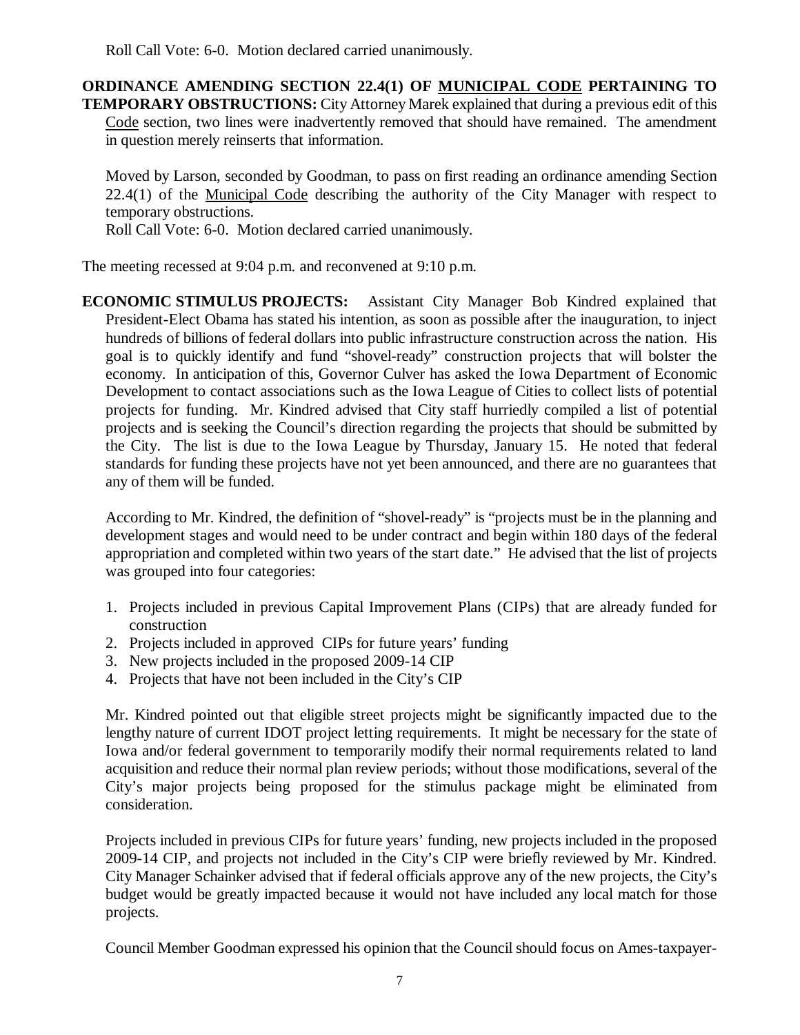Roll Call Vote: 6-0. Motion declared carried unanimously.

**ORDINANCE AMENDING SECTION 22.4(1) OF MUNICIPAL CODE PERTAINING TO TEMPORARY OBSTRUCTIONS:** City Attorney Marek explained that during a previous edit of this Code section, two lines were inadvertently removed that should have remained. The amendment in question merely reinserts that information.

Moved by Larson, seconded by Goodman, to pass on first reading an ordinance amending Section 22.4(1) of the Municipal Code describing the authority of the City Manager with respect to temporary obstructions.
Roll Call Vote: 6-0. Motion declared carried unanimously.

The meeting recessed at 9:04 p.m. and reconvened at 9:10 p.m.

**ECONOMIC STIMULUS PROJECTS:** Assistant City Manager Bob Kindred explained that President-Elect Obama has stated his intention, as soon as possible after the inauguration, to inject hundreds of billions of federal dollars into public infrastructure construction across the nation. His goal is to quickly identify and fund "shovel-ready" construction projects that will bolster the economy. In anticipation of this, Governor Culver has asked the Iowa Department of Economic Development to contact associations such as the Iowa League of Cities to collect lists of potential projects for funding. Mr. Kindred advised that City staff hurriedly compiled a list of potential projects and is seeking the Council's direction regarding the projects that should be submitted by the City. The list is due to the Iowa League by Thursday, January 15. He noted that federal standards for funding these projects have not yet been announced, and there are no guarantees that any of them will be funded.

According to Mr. Kindred, the definition of "shovel-ready" is "projects must be in the planning and development stages and would need to be under contract and begin within 180 days of the federal appropriation and completed within two years of the start date." He advised that the list of projects was grouped into four categories:

1. Projects included in previous Capital Improvement Plans (CIPs) that are already funded for construction
2. Projects included in approved CIPs for future years' funding
3. New projects included in the proposed 2009-14 CIP
4. Projects that have not been included in the City's CIP

Mr. Kindred pointed out that eligible street projects might be significantly impacted due to the lengthy nature of current IDOT project letting requirements. It might be necessary for the state of Iowa and/or federal government to temporarily modify their normal requirements related to land acquisition and reduce their normal plan review periods; without those modifications, several of the City's major projects being proposed for the stimulus package might be eliminated from consideration.

Projects included in previous CIPs for future years' funding, new projects included in the proposed 2009-14 CIP, and projects not included in the City's CIP were briefly reviewed by Mr. Kindred. City Manager Schainker advised that if federal officials approve any of the new projects, the City's budget would be greatly impacted because it would not have included any local match for those projects.

Council Member Goodman expressed his opinion that the Council should focus on Ames-taxpayer-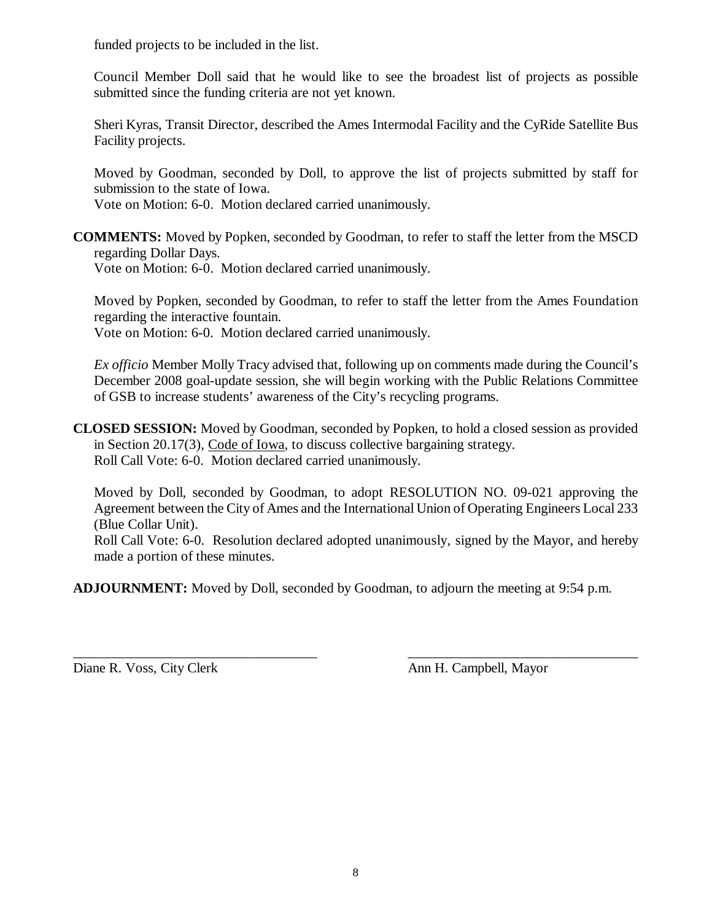funded projects to be included in the list.

Council Member Doll said that he would like to see the broadest list of projects as possible submitted since the funding criteria are not yet known.

Sheri Kyras, Transit Director, described the Ames Intermodal Facility and the CyRide Satellite Bus Facility projects.

Moved by Goodman, seconded by Doll, to approve the list of projects submitted by staff for submission to the state of Iowa.
Vote on Motion: 6-0. Motion declared carried unanimously.

**COMMENTS:** Moved by Popken, seconded by Goodman, to refer to staff the letter from the MSCD regarding Dollar Days.
Vote on Motion: 6-0. Motion declared carried unanimously.

Moved by Popken, seconded by Goodman, to refer to staff the letter from the Ames Foundation regarding the interactive fountain.
Vote on Motion: 6-0. Motion declared carried unanimously.

*Ex officio* Member Molly Tracy advised that, following up on comments made during the Council's December 2008 goal-update session, she will begin working with the Public Relations Committee of GSB to increase students' awareness of the City's recycling programs.

**CLOSED SESSION:** Moved by Goodman, seconded by Popken, to hold a closed session as provided in Section 20.17(3), Code of Iowa, to discuss collective bargaining strategy.
Roll Call Vote: 6-0. Motion declared carried unanimously.

Moved by Doll, seconded by Goodman, to adopt RESOLUTION NO. 09-021 approving the Agreement between the City of Ames and the International Union of Operating Engineers Local 233 (Blue Collar Unit).
Roll Call Vote: 6-0. Resolution declared adopted unanimously, signed by the Mayor, and hereby made a portion of these minutes.

**ADJOURNMENT:** Moved by Doll, seconded by Goodman, to adjourn the meeting at 9:54 p.m.

\_\_\_\_\_\_\_\_\_\_\_\_\_\_\_\_\_\_\_\_\_\_\_\_\_\_\_\_\_\_\_\_\_\_\_
Diane R. Voss, City Clerk

\_\_\_\_\_\_\_\_\_\_\_\_\_\_\_\_\_\_\_\_\_\_\_\_\_\_\_\_\_\_\_\_\_\_\_
Ann H. Campbell, Mayor